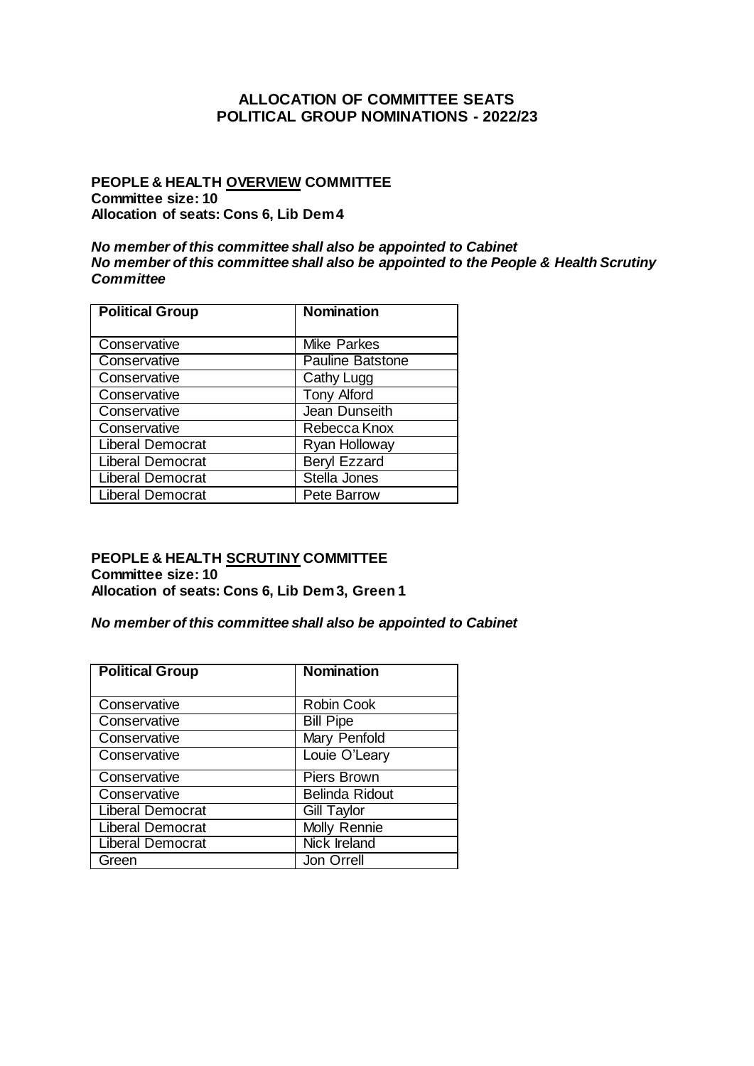# ALLOCATION OF COMMITTEE SEATS
# POLITICAL GROUP NOMINATIONS - 2022/23

## PEOPLE & HEALTH OVERVIEW COMMITTEE

**Committee size: 10**
**Allocation of seats: Cons 6, Lib Dem 4**

***No member of this committee shall also be appointed to Cabinet***
***No member of this committee shall also be appointed to the People & Health Scrutiny Committee***

| Political Group | Nomination |
|---|---|
| Conservative | Mike Parkes |
| Conservative | Pauline Batstone |
| Conservative | Cathy Lugg |
| Conservative | Tony Alford |
| Conservative | Jean Dunseith |
| Conservative | Rebecca Knox |
| Liberal Democrat | Ryan Holloway |
| Liberal Democrat | Beryl Ezzard |
| Liberal Democrat | Stella Jones |
| Liberal Democrat | Pete Barrow |

## PEOPLE & HEALTH SCRUTINY COMMITTEE

**Committee size: 10**
**Allocation of seats: Cons 6, Lib Dem 3, Green 1**

***No member of this committee shall also be appointed to Cabinet***

| Political Group | Nomination |
|---|---|
| Conservative | Robin Cook |
| Conservative | Bill Pipe |
| Conservative | Mary Penfold |
| Conservative | Louie O'Leary |
| Conservative | Piers Brown |
| Conservative | Belinda Ridout |
| Liberal Democrat | Gill Taylor |
| Liberal Democrat | Molly Rennie |
| Liberal Democrat | Nick Ireland |
| Green | Jon Orrell |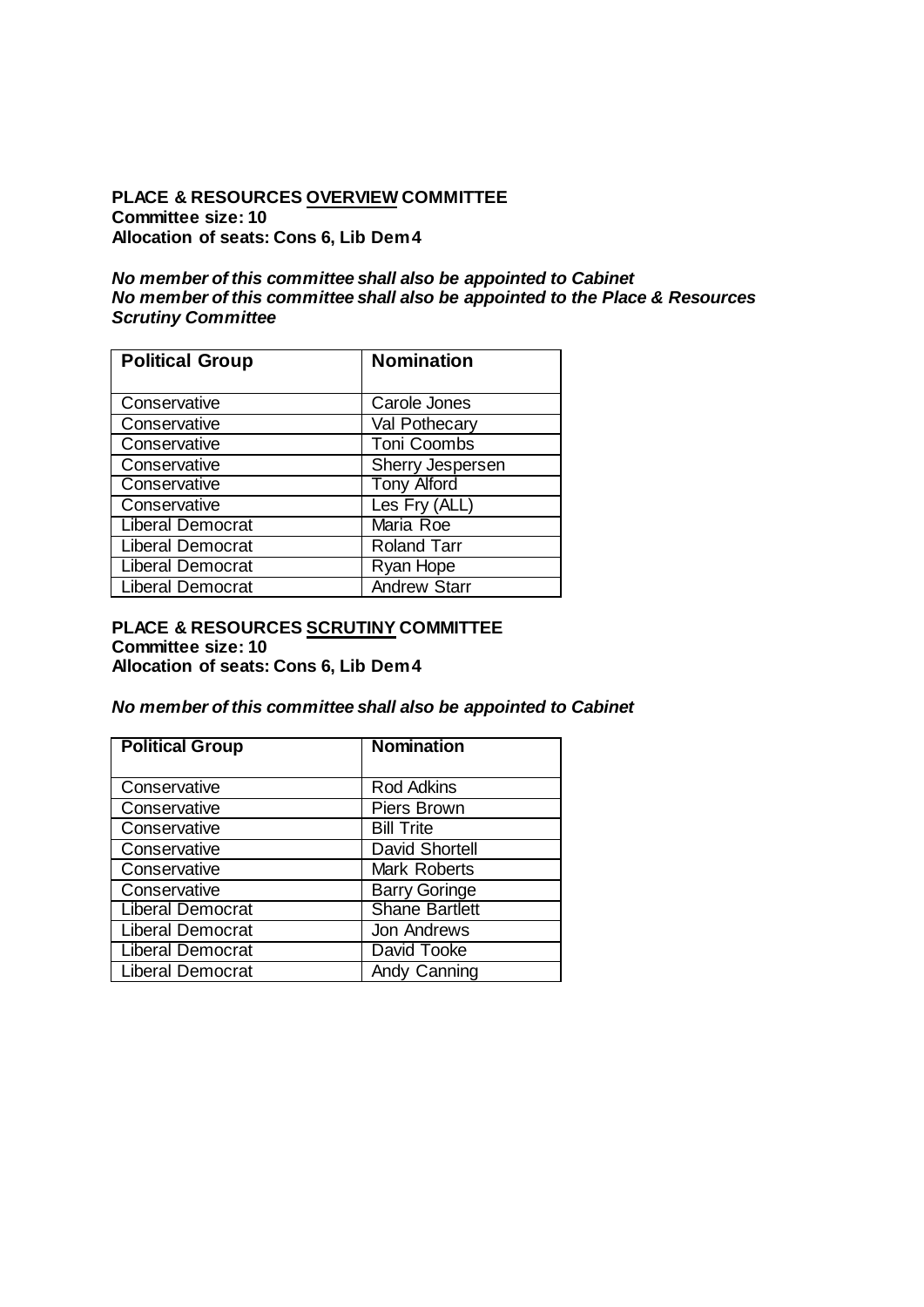**PLACE & RESOURCES OVERVIEW COMMITTEE**
**Committee size: 10**
**Allocation of seats: Cons 6, Lib Dem 4**

***No member of this committee shall also be appointed to Cabinet***
***No member of this committee shall also be appointed to the Place & Resources Scrutiny Committee***

| Political Group | Nomination |
|---|---|
| Conservative | Carole Jones |
| Conservative | Val Pothecary |
| Conservative | Toni Coombs |
| Conservative | Sherry Jespersen |
| Conservative | Tony Alford |
| Conservative | Les Fry (ALL) |
| Liberal Democrat | Maria Roe |
| Liberal Democrat | Roland Tarr |
| Liberal Democrat | Ryan Hope |
| Liberal Democrat | Andrew Starr |

**PLACE & RESOURCES SCRUTINY COMMITTEE**
**Committee size: 10**
**Allocation of seats: Cons 6, Lib Dem 4**

***No member of this committee shall also be appointed to Cabinet***

| Political Group | Nomination |
|---|---|
| Conservative | Rod Adkins |
| Conservative | Piers Brown |
| Conservative | Bill Trite |
| Conservative | David Shortell |
| Conservative | Mark Roberts |
| Conservative | Barry Goringe |
| Liberal Democrat | Shane Bartlett |
| Liberal Democrat | Jon Andrews |
| Liberal Democrat | David Tooke |
| Liberal Democrat | Andy Canning |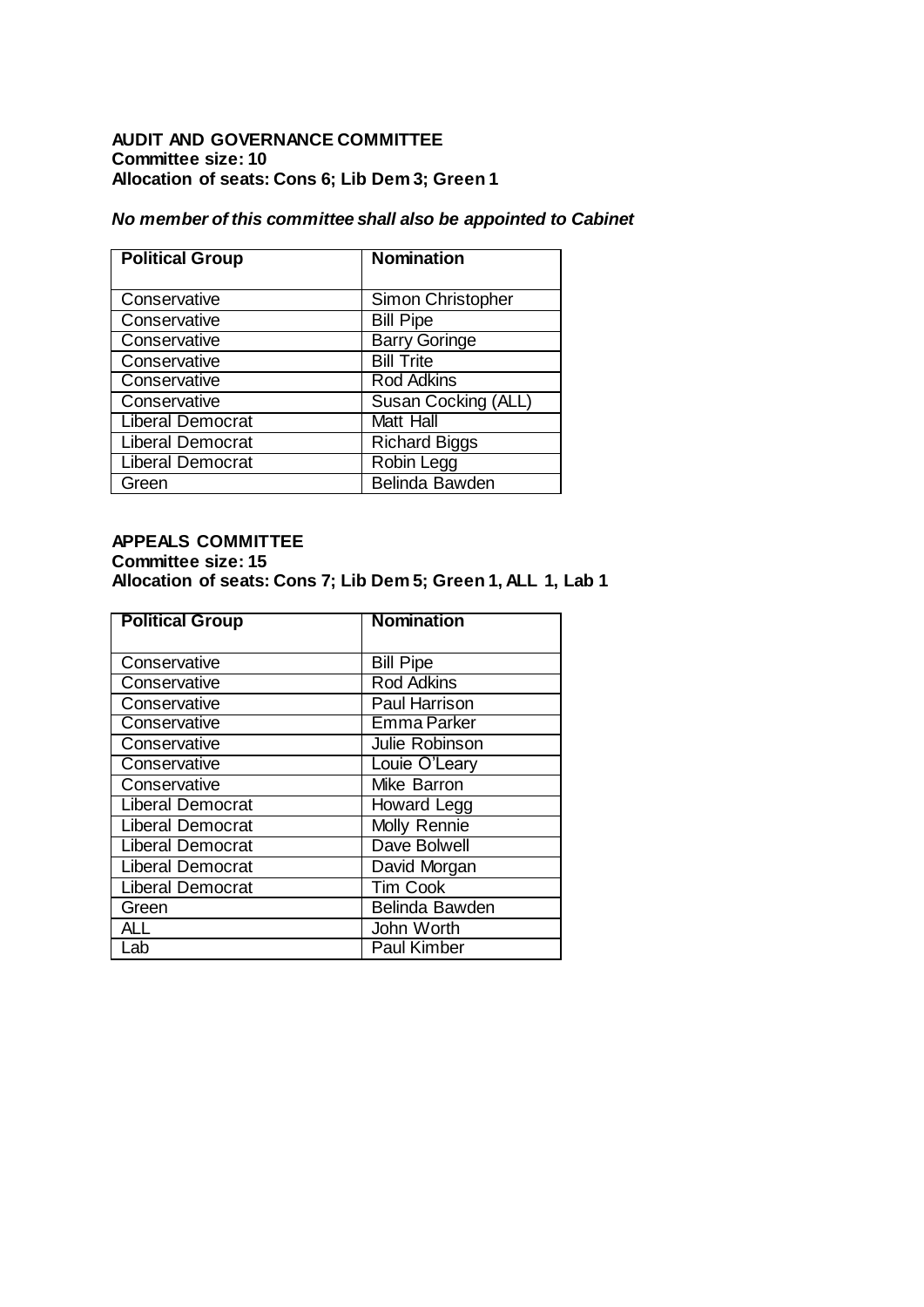**AUDIT AND GOVERNANCE COMMITTEE**
**Committee size: 10**
**Allocation of seats: Cons 6; Lib Dem 3; Green 1**

***No member of this committee shall also be appointed to Cabinet***

| Political Group | Nomination |
| --- | --- |
| Conservative | Simon Christopher |
| Conservative | Bill Pipe |
| Conservative | Barry Goringe |
| Conservative | Bill Trite |
| Conservative | Rod Adkins |
| Conservative | Susan Cocking (ALL) |
| Liberal Democrat | Matt Hall |
| Liberal Democrat | Richard Biggs |
| Liberal Democrat | Robin Legg |
| Green | Belinda Bawden |

**APPEALS COMMITTEE**
**Committee size: 15**
**Allocation of seats: Cons 7; Lib Dem 5; Green 1, ALL 1, Lab 1**

| Political Group | Nomination |
| --- | --- |
| Conservative | Bill Pipe |
| Conservative | Rod Adkins |
| Conservative | Paul Harrison |
| Conservative | Emma Parker |
| Conservative | Julie Robinson |
| Conservative | Louie O'Leary |
| Conservative | Mike Barron |
| Liberal Democrat | Howard Legg |
| Liberal Democrat | Molly Rennie |
| Liberal Democrat | Dave Bolwell |
| Liberal Democrat | David Morgan |
| Liberal Democrat | Tim Cook |
| Green | Belinda Bawden |
| ALL | John Worth |
| Lab | Paul Kimber |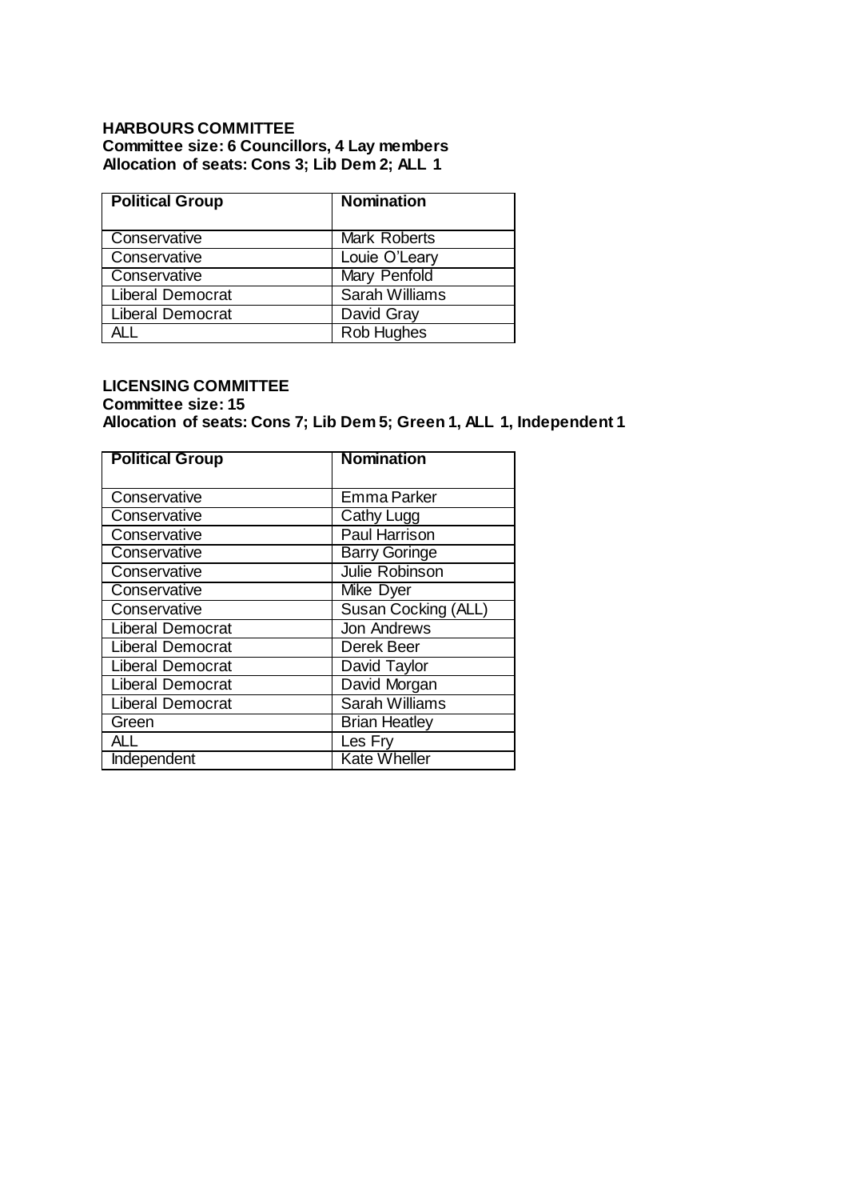**HARBOURS COMMITTEE**
**Committee size: 6 Councillors, 4 Lay members**
**Allocation of seats: Cons 3; Lib Dem 2; ALL 1**

| Political Group | Nomination |
|---|---|
| Conservative | Mark Roberts |
| Conservative | Louie O'Leary |
| Conservative | Mary Penfold |
| Liberal Democrat | Sarah Williams |
| Liberal Democrat | David Gray |
| ALL | Rob Hughes |

**LICENSING COMMITTEE**
**Committee size: 15**
**Allocation of seats: Cons 7; Lib Dem 5; Green 1, ALL 1, Independent 1**

| Political Group | Nomination |
|---|---|
| Conservative | Emma Parker |
| Conservative | Cathy Lugg |
| Conservative | Paul Harrison |
| Conservative | Barry Goringe |
| Conservative | Julie Robinson |
| Conservative | Mike Dyer |
| Conservative | Susan Cocking (ALL) |
| Liberal Democrat | Jon Andrews |
| Liberal Democrat | Derek Beer |
| Liberal Democrat | David Taylor |
| Liberal Democrat | David Morgan |
| Liberal Democrat | Sarah Williams |
| Green | Brian Heatley |
| ALL | Les Fry |
| Independent | Kate Wheller |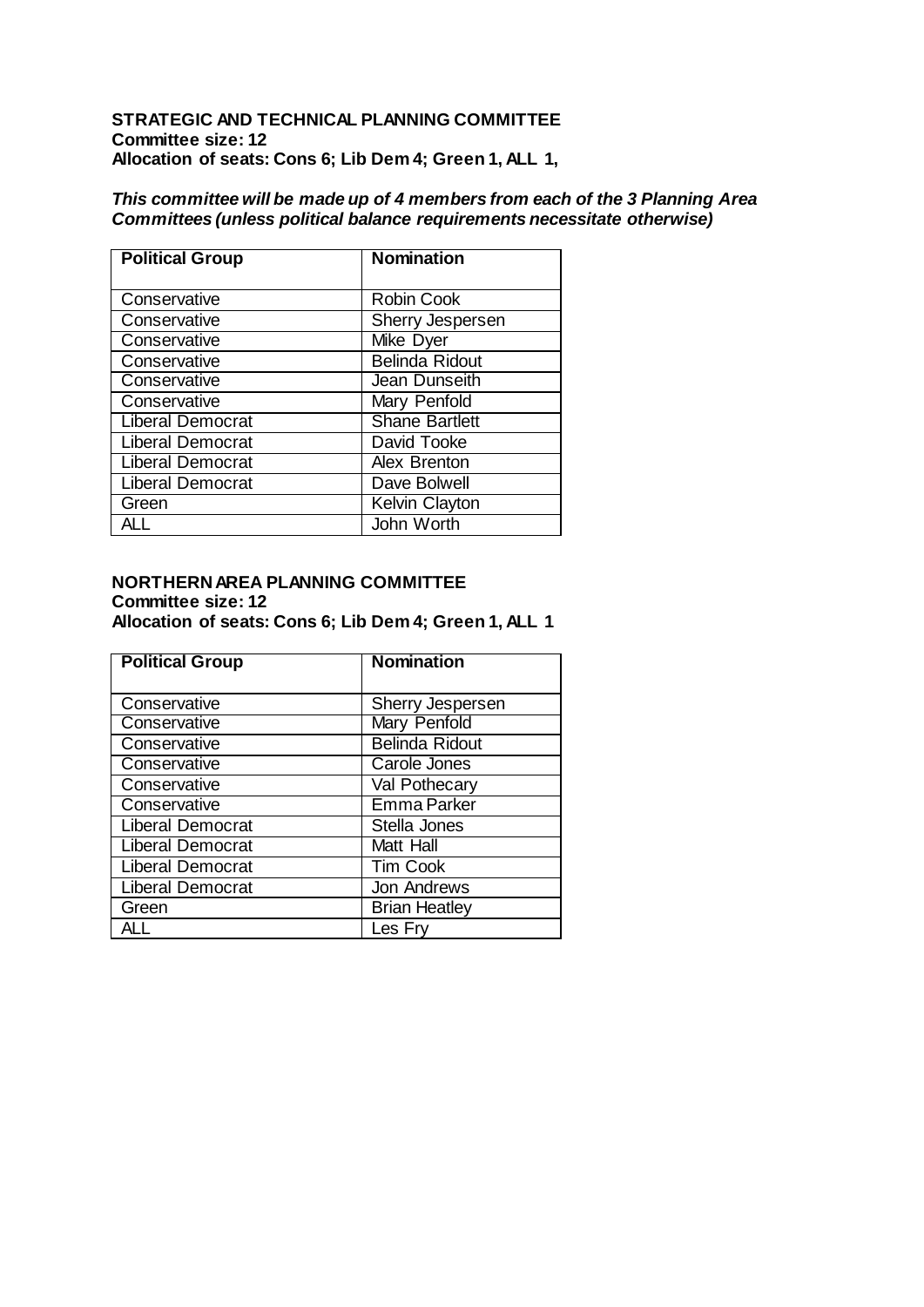**STRATEGIC AND TECHNICAL PLANNING COMMITTEE**
**Committee size: 12**
**Allocation of seats: Cons 6; Lib Dem 4; Green 1, ALL 1,**

***This committee will be made up of 4 members from each of the 3 Planning Area Committees (unless political balance requirements necessitate otherwise)***

| Political Group | Nomination |
|---|---|
| Conservative | Robin Cook |
| Conservative | Sherry Jespersen |
| Conservative | Mike Dyer |
| Conservative | Belinda Ridout |
| Conservative | Jean Dunseith |
| Conservative | Mary Penfold |
| Liberal Democrat | Shane Bartlett |
| Liberal Democrat | David Tooke |
| Liberal Democrat | Alex Brenton |
| Liberal Democrat | Dave Bolwell |
| Green | Kelvin Clayton |
| ALL | John Worth |

**NORTHERN AREA PLANNING COMMITTEE**
**Committee size: 12**
**Allocation of seats: Cons 6; Lib Dem 4; Green 1, ALL 1**

| Political Group | Nomination |
|---|---|
| Conservative | Sherry Jespersen |
| Conservative | Mary Penfold |
| Conservative | Belinda Ridout |
| Conservative | Carole Jones |
| Conservative | Val Pothecary |
| Conservative | Emma Parker |
| Liberal Democrat | Stella Jones |
| Liberal Democrat | Matt Hall |
| Liberal Democrat | Tim Cook |
| Liberal Democrat | Jon Andrews |
| Green | Brian Heatley |
| ALL | Les Fry |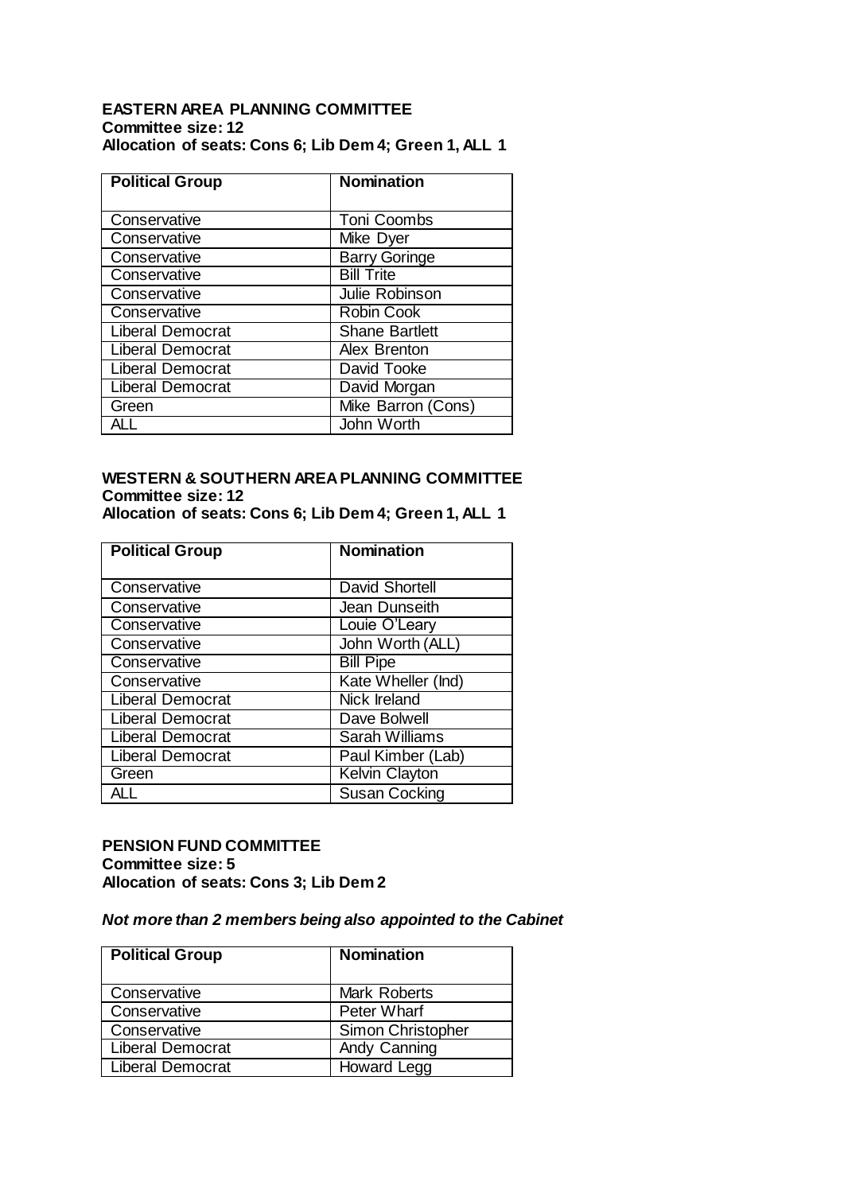**EASTERN AREA PLANNING COMMITTEE**
**Committee size: 12**
**Allocation of seats: Cons 6; Lib Dem 4; Green 1, ALL 1**

| Political Group | Nomination |
|---|---|
| Conservative | Toni Coombs |
| Conservative | Mike Dyer |
| Conservative | Barry Goringe |
| Conservative | Bill Trite |
| Conservative | Julie Robinson |
| Conservative | Robin Cook |
| Liberal Democrat | Shane Bartlett |
| Liberal Democrat | Alex Brenton |
| Liberal Democrat | David Tooke |
| Liberal Democrat | David Morgan |
| Green | Mike Barron (Cons) |
| ALL | John Worth |

**WESTERN & SOUTHERN AREA PLANNING COMMITTEE**
**Committee size: 12**
**Allocation of seats: Cons 6; Lib Dem 4; Green 1, ALL 1**

| Political Group | Nomination |
|---|---|
| Conservative | David Shortell |
| Conservative | Jean Dunseith |
| Conservative | Louie O'Leary |
| Conservative | John Worth (ALL) |
| Conservative | Bill Pipe |
| Conservative | Kate Wheller (Ind) |
| Liberal Democrat | Nick Ireland |
| Liberal Democrat | Dave Bolwell |
| Liberal Democrat | Sarah Williams |
| Liberal Democrat | Paul Kimber (Lab) |
| Green | Kelvin Clayton |
| ALL | Susan Cocking |

**PENSION FUND COMMITTEE**
**Committee size: 5**
**Allocation of seats: Cons 3; Lib Dem 2**

***Not more than 2 members being also appointed to the Cabinet***

| Political Group | Nomination |
|---|---|
| Conservative | Mark Roberts |
| Conservative | Peter Wharf |
| Conservative | Simon Christopher |
| Liberal Democrat | Andy Canning |
| Liberal Democrat | Howard Legg |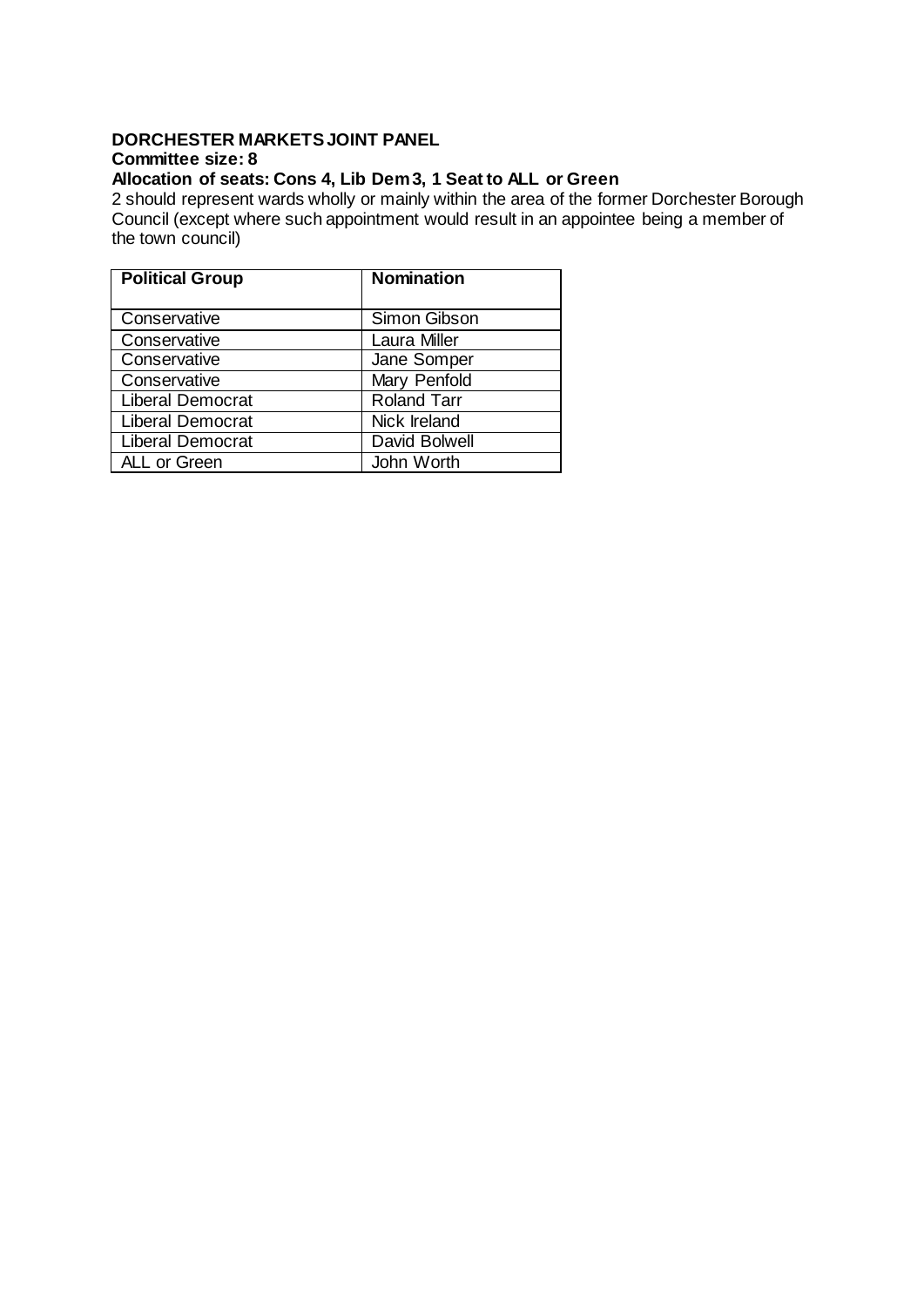**DORCHESTER MARKETS JOINT PANEL**
**Committee size: 8**
**Allocation of seats: Cons 4, Lib Dem 3, 1 Seat to ALL or Green**

2 should represent wards wholly or mainly within the area of the former Dorchester Borough Council (except where such appointment would result in an appointee being a member of the town council)

| Political Group | Nomination |
|---|---|
| Conservative | Simon Gibson |
| Conservative | Laura Miller |
| Conservative | Jane Somper |
| Conservative | Mary Penfold |
| Liberal Democrat | Roland Tarr |
| Liberal Democrat | Nick Ireland |
| Liberal Democrat | David Bolwell |
| ALL or Green | John Worth |